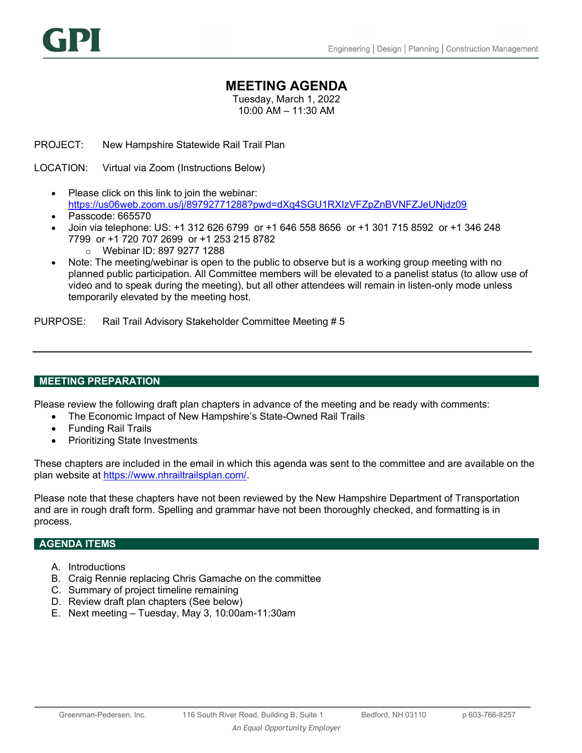GPI

Engineering | Design | Planning | Construction Management

# MEETING AGENDA

Tuesday, March 1, 2022
10:00 AM – 11:30 AM

PROJECT: New Hampshire Statewide Rail Trail Plan

LOCATION: Virtual via Zoom (Instructions Below)

- Please click on this link to join the webinar: https://us06web.zoom.us/j/89792771288?pwd=dXg4SGU1RXIzVFZpZnBVNFZJeUNjdz09
- Passcode: 665570
- Join via telephone: US: +1 312 626 6799 or +1 646 558 8656 or +1 301 715 8592 or +1 346 248 7799 or +1 720 707 2699 or +1 253 215 8782
  - Webinar ID: 897 9277 1288
- Note: The meeting/webinar is open to the public to observe but is a working group meeting with no planned public participation. All Committee members will be elevated to a panelist status (to allow use of video and to speak during the meeting), but all other attendees will remain in listen-only mode unless temporarily elevated by the meeting host.

PURPOSE: Rail Trail Advisory Stakeholder Committee Meeting # 5

---

## MEETING PREPARATION

Please review the following draft plan chapters in advance of the meeting and be ready with comments:

- The Economic Impact of New Hampshire's State-Owned Rail Trails
- Funding Rail Trails
- Prioritizing State Investments

These chapters are included in the email in which this agenda was sent to the committee and are available on the plan website at https://www.nhrailtrailsplan.com/.

Please note that these chapters have not been reviewed by the New Hampshire Department of Transportation and are in rough draft form. Spelling and grammar have not been thoroughly checked, and formatting is in process.

## AGENDA ITEMS

A. Introductions
B. Craig Rennie replacing Chris Gamache on the committee
C. Summary of project timeline remaining
D. Review draft plan chapters (See below)
E. Next meeting – Tuesday, May 3, 10:00am-11:30am

Greenman-Pedersen, Inc. 116 South River Road, Building B, Suite 1 Bedford, NH 03110 p 603-766-8257

*An Equal Opportunity Employer*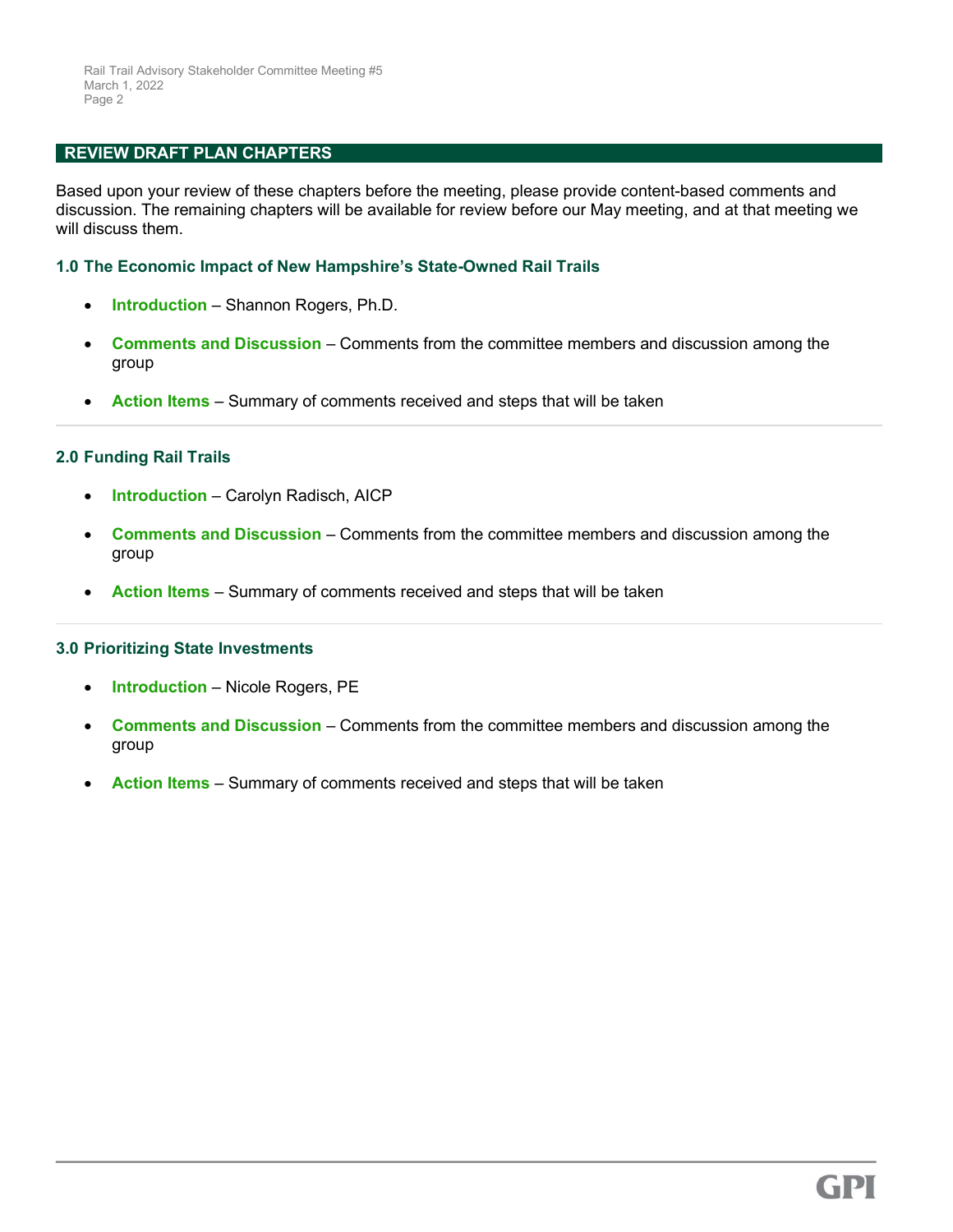## REVIEW DRAFT PLAN CHAPTERS

Based upon your review of these chapters before the meeting, please provide content-based comments and discussion. The remaining chapters will be available for review before our May meeting, and at that meeting we will discuss them.

### 1.0 The Economic Impact of New Hampshire's State-Owned Rail Trails

- **Introduction** – Shannon Rogers, Ph.D.
- **Comments and Discussion** – Comments from the committee members and discussion among the group
- **Action Items** – Summary of comments received and steps that will be taken

---

### 2.0 Funding Rail Trails

- **Introduction** – Carolyn Radisch, AICP
- **Comments and Discussion** – Comments from the committee members and discussion among the group
- **Action Items** – Summary of comments received and steps that will be taken

---

### 3.0 Prioritizing State Investments

- **Introduction** – Nicole Rogers, PE
- **Comments and Discussion** – Comments from the committee members and discussion among the group
- **Action Items** – Summary of comments received and steps that will be taken